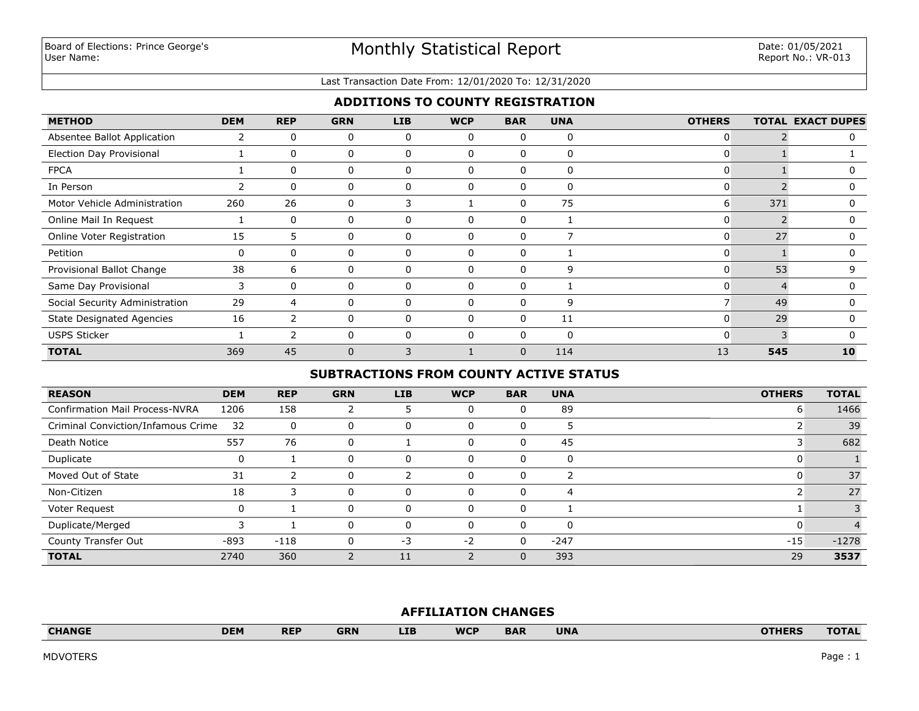Board of Elections: Prince George's
User Name:

# Monthly Statistical Report

Date: 01/05/2021
Report No.: VR-013

Last Transaction Date From: 12/01/2020 To: 12/31/2020

## ADDITIONS TO COUNTY REGISTRATION

| METHOD | DEM | REP | GRN | LIB | WCP | BAR | UNA | OTHERS | TOTAL | EXACT DUPES |
|---|---|---|---|---|---|---|---|---|---|---|
| Absentee Ballot Application | 2 | 0 | 0 | 0 | 0 | 0 | 0 | 0 | 2 | 0 |
| Election Day Provisional | 1 | 0 | 0 | 0 | 0 | 0 | 0 | 0 | 1 | 1 |
| FPCA | 1 | 0 | 0 | 0 | 0 | 0 | 0 | 0 | 1 | 0 |
| In Person | 2 | 0 | 0 | 0 | 0 | 0 | 0 | 0 | 2 | 0 |
| Motor Vehicle Administration | 260 | 26 | 0 | 3 | 1 | 0 | 75 | 6 | 371 | 0 |
| Online Mail In Request | 1 | 0 | 0 | 0 | 0 | 0 | 1 | 0 | 2 | 0 |
| Online Voter Registration | 15 | 5 | 0 | 0 | 0 | 0 | 7 | 0 | 27 | 0 |
| Petition | 0 | 0 | 0 | 0 | 0 | 0 | 1 | 0 | 1 | 0 |
| Provisional Ballot Change | 38 | 6 | 0 | 0 | 0 | 0 | 9 | 0 | 53 | 9 |
| Same Day Provisional | 3 | 0 | 0 | 0 | 0 | 0 | 1 | 0 | 4 | 0 |
| Social Security Administration | 29 | 4 | 0 | 0 | 0 | 0 | 9 | 7 | 49 | 0 |
| State Designated Agencies | 16 | 2 | 0 | 0 | 0 | 0 | 11 | 0 | 29 | 0 |
| USPS Sticker | 1 | 2 | 0 | 0 | 0 | 0 | 0 | 0 | 3 | 0 |
| **TOTAL** | 369 | 45 | 0 | 3 | 1 | 0 | 114 | 13 | **545** | **10** |

## SUBTRACTIONS FROM COUNTY ACTIVE STATUS

| REASON | DEM | REP | GRN | LIB | WCP | BAR | UNA | OTHERS | TOTAL |
|---|---|---|---|---|---|---|---|---|---|
| Confirmation Mail Process-NVRA | 1206 | 158 | 2 | 5 | 0 | 0 | 89 | 6 | 1466 |
| Criminal Conviction/Infamous Crime | 32 | 0 | 0 | 0 | 0 | 0 | 5 | 2 | 39 |
| Death Notice | 557 | 76 | 0 | 1 | 0 | 0 | 45 | 3 | 682 |
| Duplicate | 0 | 1 | 0 | 0 | 0 | 0 | 0 | 0 | 1 |
| Moved Out of State | 31 | 2 | 0 | 2 | 0 | 0 | 2 | 0 | 37 |
| Non-Citizen | 18 | 3 | 0 | 0 | 0 | 0 | 4 | 2 | 27 |
| Voter Request | 0 | 1 | 0 | 0 | 0 | 0 | 1 | 1 | 3 |
| Duplicate/Merged | 3 | 1 | 0 | 0 | 0 | 0 | 0 | 0 | 4 |
| County Transfer Out | -893 | -118 | 0 | -3 | -2 | 0 | -247 | -15 | -1278 |
| **TOTAL** | 2740 | 360 | 2 | 11 | 2 | 0 | 393 | 29 | **3537** |

## AFFILIATION CHANGES

| CHANGE | DEM | REP | GRN | LIB | WCP | BAR | UNA | OTHERS | TOTAL |
|---|---|---|---|---|---|---|---|---|---|

MDVOTERS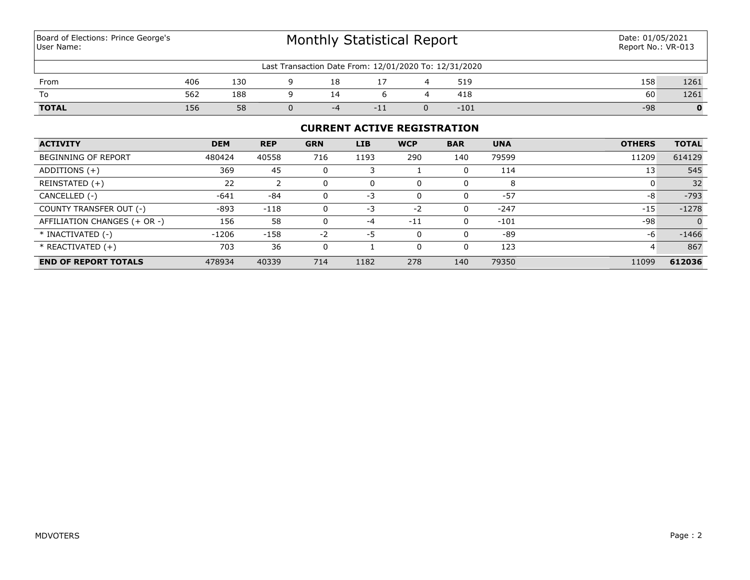Board of Elections: Prince George's
User Name:

# Monthly Statistical Report

Date: 01/05/2021
Report No.: VR-013

Last Transaction Date From: 12/01/2020 To: 12/31/2020

| | DEM | REP | GRN | LIB | WCP | BAR | UNA | | OTHERS | TOTAL |
|---|---|---|---|---|---|---|---|---|---|---|
| From | 406 | 130 | 9 | 18 | 17 | 4 | 519 | | 158 | 1261 |
| To | 562 | 188 | 9 | 14 | 6 | 4 | 418 | | 60 | 1261 |
| **TOTAL** | 156 | 58 | 0 | -4 | -11 | 0 | -101 | | -98 | **0** |

## CURRENT ACTIVE REGISTRATION

| ACTIVITY | DEM | REP | GRN | LIB | WCP | BAR | UNA | | OTHERS | TOTAL |
|---|---|---|---|---|---|---|---|---|---|---|
| BEGINNING OF REPORT | 480424 | 40558 | 716 | 1193 | 290 | 140 | 79599 | | 11209 | 614129 |
| ADDITIONS (+) | 369 | 45 | 0 | 3 | 1 | 0 | 114 | | 13 | 545 |
| REINSTATED (+) | 22 | 2 | 0 | 0 | 0 | 0 | 8 | | 0 | 32 |
| CANCELLED (-) | -641 | -84 | 0 | -3 | 0 | 0 | -57 | | -8 | -793 |
| COUNTY TRANSFER OUT (-) | -893 | -118 | 0 | -3 | -2 | 0 | -247 | | -15 | -1278 |
| AFFILIATION CHANGES (+ OR -) | 156 | 58 | 0 | -4 | -11 | 0 | -101 | | -98 | 0 |
| * INACTIVATED (-) | -1206 | -158 | -2 | -5 | 0 | 0 | -89 | | -6 | -1466 |
| * REACTIVATED (+) | 703 | 36 | 0 | 1 | 0 | 0 | 123 | | 4 | 867 |
| **END OF REPORT TOTALS** | 478934 | 40339 | 714 | 1182 | 278 | 140 | 79350 | | 11099 | **612036** |

MDVOTERS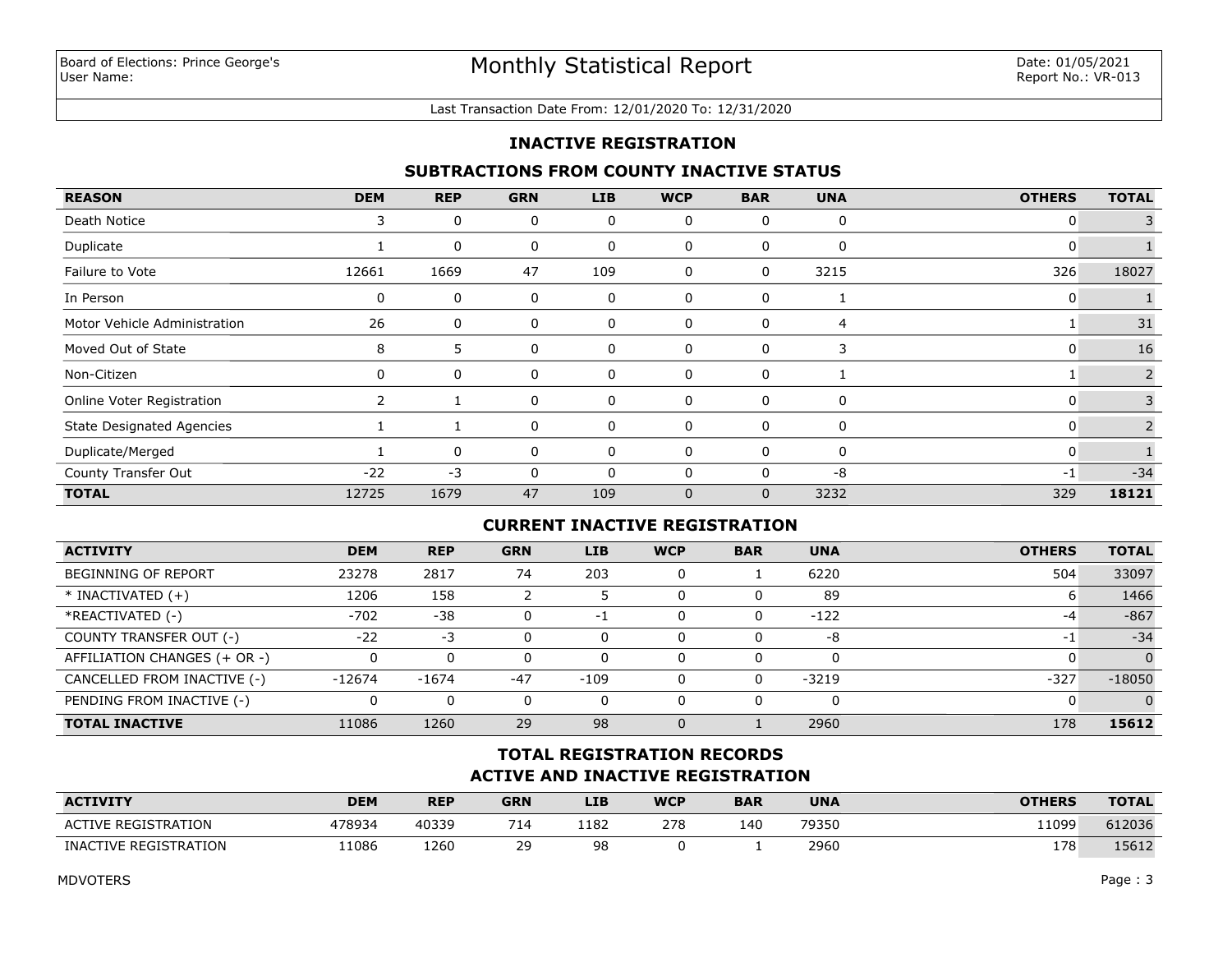Board of Elections: Prince George's
User Name:

# Monthly Statistical Report

Date: 01/05/2021
Report No.: VR-013

Last Transaction Date From: 12/01/2020 To: 12/31/2020

## INACTIVE REGISTRATION

### SUBTRACTIONS FROM COUNTY INACTIVE STATUS

| REASON | DEM | REP | GRN | LIB | WCP | BAR | UNA | OTHERS | TOTAL |
|---|---|---|---|---|---|---|---|---|---|
| Death Notice | 3 | 0 | 0 | 0 | 0 | 0 | 0 | 0 | 3 |
| Duplicate | 1 | 0 | 0 | 0 | 0 | 0 | 0 | 0 | 1 |
| Failure to Vote | 12661 | 1669 | 47 | 109 | 0 | 0 | 3215 | 326 | 18027 |
| In Person | 0 | 0 | 0 | 0 | 0 | 0 | 1 | 0 | 1 |
| Motor Vehicle Administration | 26 | 0 | 0 | 0 | 0 | 0 | 4 | 1 | 31 |
| Moved Out of State | 8 | 5 | 0 | 0 | 0 | 0 | 3 | 0 | 16 |
| Non-Citizen | 0 | 0 | 0 | 0 | 0 | 0 | 1 | 1 | 2 |
| Online Voter Registration | 2 | 1 | 0 | 0 | 0 | 0 | 0 | 0 | 3 |
| State Designated Agencies | 1 | 1 | 0 | 0 | 0 | 0 | 0 | 0 | 2 |
| Duplicate/Merged | 1 | 0 | 0 | 0 | 0 | 0 | 0 | 0 | 1 |
| County Transfer Out | -22 | -3 | 0 | 0 | 0 | 0 | -8 | -1 | -34 |
| **TOTAL** | 12725 | 1679 | 47 | 109 | 0 | 0 | 3232 | 329 | **18121** |

### CURRENT INACTIVE REGISTRATION

| ACTIVITY | DEM | REP | GRN | LIB | WCP | BAR | UNA | OTHERS | TOTAL |
|---|---|---|---|---|---|---|---|---|---|
| BEGINNING OF REPORT | 23278 | 2817 | 74 | 203 | 0 | 1 | 6220 | 504 | 33097 |
| * INACTIVATED (+) | 1206 | 158 | 2 | 5 | 0 | 0 | 89 | 6 | 1466 |
| *REACTIVATED (-) | -702 | -38 | 0 | -1 | 0 | 0 | -122 | -4 | -867 |
| COUNTY TRANSFER OUT (-) | -22 | -3 | 0 | 0 | 0 | 0 | -8 | -1 | -34 |
| AFFILIATION CHANGES (+ OR -) | 0 | 0 | 0 | 0 | 0 | 0 | 0 | 0 | 0 |
| CANCELLED FROM INACTIVE (-) | -12674 | -1674 | -47 | -109 | 0 | 0 | -3219 | -327 | -18050 |
| PENDING FROM INACTIVE (-) | 0 | 0 | 0 | 0 | 0 | 0 | 0 | 0 | 0 |
| **TOTAL INACTIVE** | 11086 | 1260 | 29 | 98 | 0 | 1 | 2960 | 178 | **15612** |

### TOTAL REGISTRATION RECORDS
### ACTIVE AND INACTIVE REGISTRATION

| ACTIVITY | DEM | REP | GRN | LIB | WCP | BAR | UNA | OTHERS | TOTAL |
|---|---|---|---|---|---|---|---|---|---|
| ACTIVE REGISTRATION | 478934 | 40339 | 714 | 1182 | 278 | 140 | 79350 | 11099 | 612036 |
| INACTIVE REGISTRATION | 11086 | 1260 | 29 | 98 | 0 | 1 | 2960 | 178 | 15612 |

MDVOTERS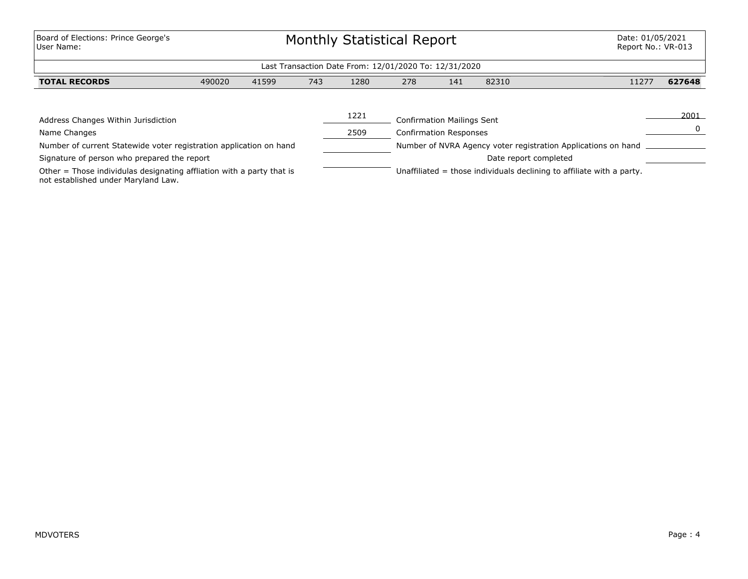Board of Elections: Prince George's
User Name:

# Monthly Statistical Report

Date: 01/05/2021
Report No.: VR-013

Last Transaction Date From: 12/01/2020 To: 12/31/2020

| | | | | | | | | | |
|---|---|---|---|---|---|---|---|---|---|
| **TOTAL RECORDS** | 490020 | 41599 | 743 | 1280 | 278 | 141 | 82310 | 11277 | **627648** |

| | | | |
|---|---|---|---|
| Address Changes Within Jurisdiction | 1221 | Confirmation Mailings Sent | 2001 |
| Name Changes | 2509 | Confirmation Responses | 0 |
| Number of current Statewide voter registration application on hand | | Number of NVRA Agency voter registration Applications on hand | |
| Signature of person who prepared the report | | Date report completed | |
| Other = Those individulas designating affliation with a party that is not established under Maryland Law. | | Unaffiliated = those individuals declining to affiliate with a party. | |

MDVOTERS